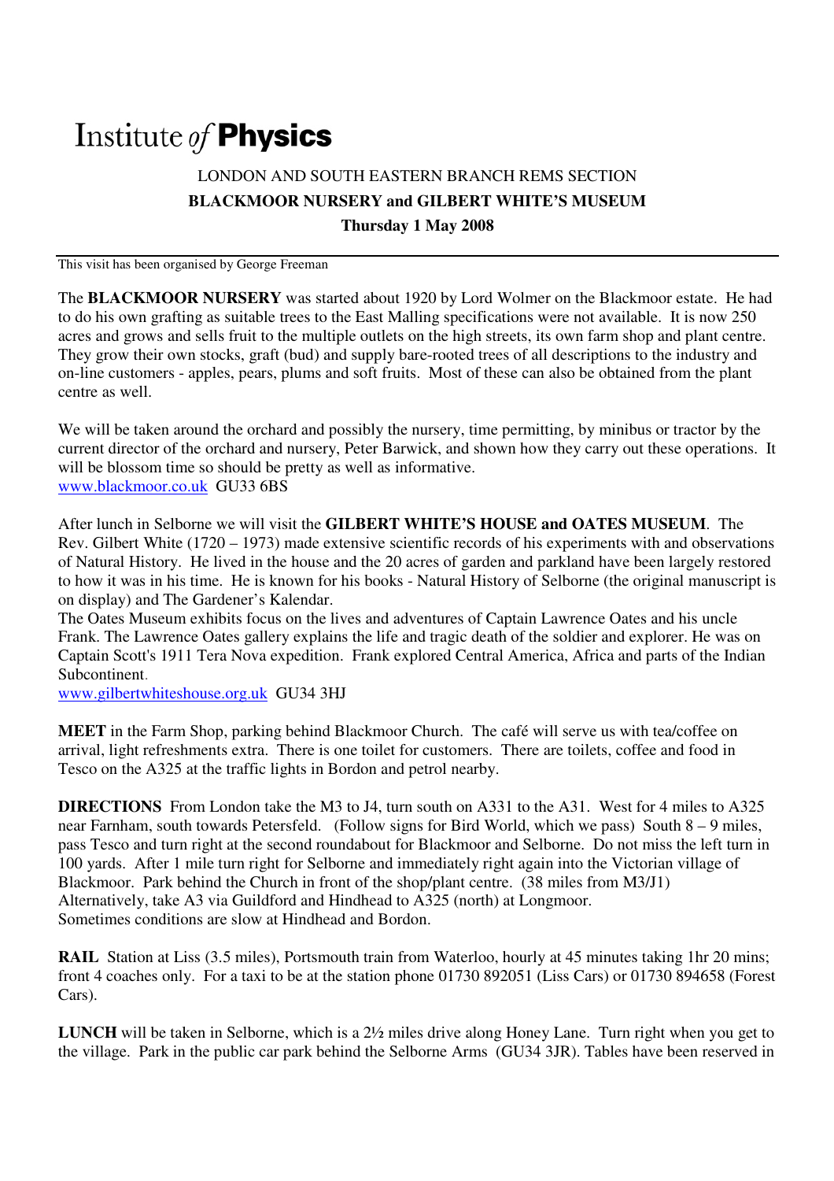# Institute *of* **Physics**

## LONDON AND SOUTH EASTERN BRANCH REMS SECTION

## BLACKMOOR NURSERY and GILBERT WHITE'S MUSEUM

### Thursday 1 May 2008

This visit has been organised by George Freeman

The **BLACKMOOR NURSERY** was started about 1920 by Lord Wolmer on the Blackmoor estate. He had to do his own grafting as suitable trees to the East Malling specifications were not available. It is now 250 acres and grows and sells fruit to the multiple outlets on the high streets, its own farm shop and plant centre. They grow their own stocks, graft (bud) and supply bare-rooted trees of all descriptions to the industry and on-line customers - apples, pears, plums and soft fruits. Most of these can also be obtained from the plant centre as well.

We will be taken around the orchard and possibly the nursery, time permitting, by minibus or tractor by the current director of the orchard and nursery, Peter Barwick, and shown how they carry out these operations. It will be blossom time so should be pretty as well as informative.
www.blackmoor.co.uk GU33 6BS

After lunch in Selborne we will visit the **GILBERT WHITE'S HOUSE and OATES MUSEUM**. The Rev. Gilbert White (1720 – 1973) made extensive scientific records of his experiments with and observations of Natural History. He lived in the house and the 20 acres of garden and parkland have been largely restored to how it was in his time. He is known for his books - Natural History of Selborne (the original manuscript is on display) and The Gardener's Kalendar.
The Oates Museum exhibits focus on the lives and adventures of Captain Lawrence Oates and his uncle Frank. The Lawrence Oates gallery explains the life and tragic death of the soldier and explorer. He was on Captain Scott's 1911 Tera Nova expedition. Frank explored Central America, Africa and parts of the Indian Subcontinent.
www.gilbertwhiteshouse.org.uk GU34 3HJ

**MEET** in the Farm Shop, parking behind Blackmoor Church. The café will serve us with tea/coffee on arrival, light refreshments extra. There is one toilet for customers. There are toilets, coffee and food in Tesco on the A325 at the traffic lights in Bordon and petrol nearby.

**DIRECTIONS** From London take the M3 to J4, turn south on A331 to the A31. West for 4 miles to A325 near Farnham, south towards Petersfeld. (Follow signs for Bird World, which we pass) South 8 – 9 miles, pass Tesco and turn right at the second roundabout for Blackmoor and Selborne. Do not miss the left turn in 100 yards. After 1 mile turn right for Selborne and immediately right again into the Victorian village of Blackmoor. Park behind the Church in front of the shop/plant centre. (38 miles from M3/J1)
Alternatively, take A3 via Guildford and Hindhead to A325 (north) at Longmoor.
Sometimes conditions are slow at Hindhead and Bordon.

**RAIL** Station at Liss (3.5 miles), Portsmouth train from Waterloo, hourly at 45 minutes taking 1hr 20 mins; front 4 coaches only. For a taxi to be at the station phone 01730 892051 (Liss Cars) or 01730 894658 (Forest Cars).

**LUNCH** will be taken in Selborne, which is a 2½ miles drive along Honey Lane. Turn right when you get to the village. Park in the public car park behind the Selborne Arms (GU34 3JR). Tables have been reserved in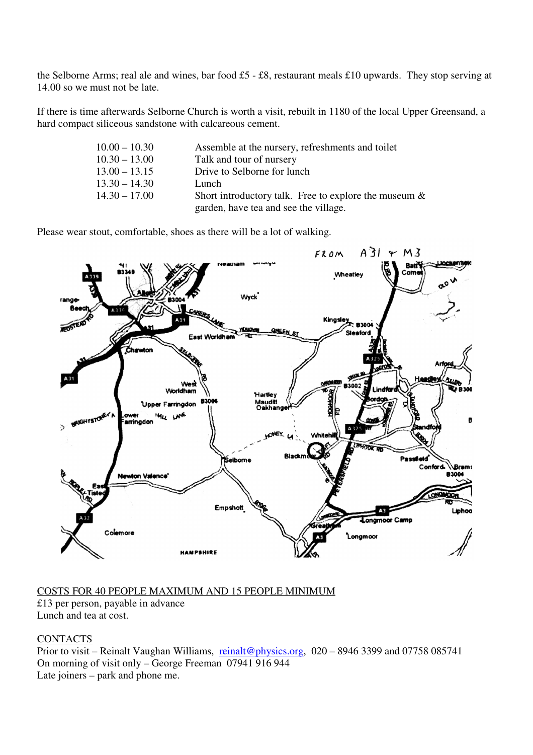the Selborne Arms; real ale and wines, bar food £5 - £8, restaurant meals £10 upwards. They stop serving at 14.00 so we must not be late.

If there is time afterwards Selborne Church is worth a visit, rebuilt in 1180 of the local Upper Greensand, a hard compact siliceous sandstone with calcareous cement.

| | |
|---|---|
| 10.00 – 10.30 | Assemble at the nursery, refreshments and toilet |
| 10.30 – 13.00 | Talk and tour of nursery |
| 13.00 – 13.15 | Drive to Selborne for lunch |
| 13.30 – 14.30 | Lunch |
| 14.30 – 17.00 | Short introductory talk. Free to explore the museum & garden, have tea and see the village. |

Please wear stout, comfortable, shoes as there will be a lot of walking.

COSTS FOR 40 PEOPLE MAXIMUM AND 15 PEOPLE MINIMUM

£13 per person, payable in advance

Lunch and tea at cost.

CONTACTS

Prior to visit – Reinalt Vaughan Williams, reinalt@physics.org, 020 – 8946 3399 and 07758 085741

On morning of visit only – George Freeman 07941 916 944

Late joiners – park and phone me.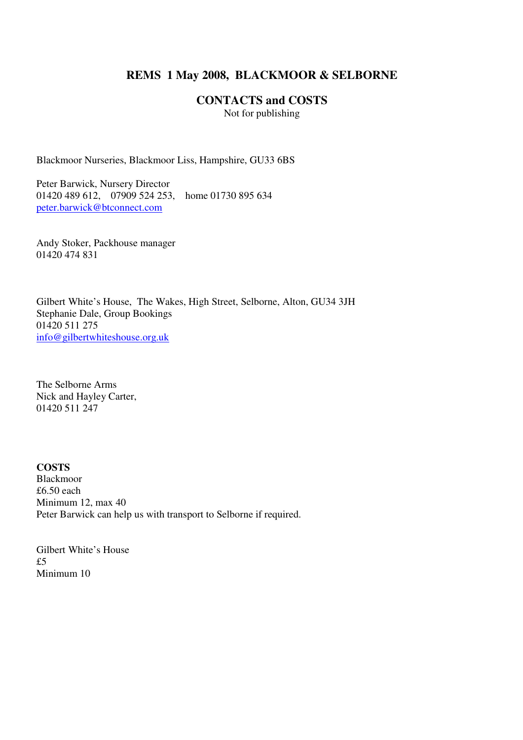## REMS 1 May 2008, BLACKMOOR & SELBORNE

### CONTACTS and COSTS

Not for publishing

Blackmoor Nurseries, Blackmoor Liss, Hampshire, GU33 6BS

Peter Barwick, Nursery Director
01420 489 612, 07909 524 253, home 01730 895 634
peter.barwick@btconnect.com

Andy Stoker, Packhouse manager
01420 474 831

Gilbert White's House, The Wakes, High Street, Selborne, Alton, GU34 3JH
Stephanie Dale, Group Bookings
01420 511 275
info@gilbertwhiteshouse.org.uk

The Selborne Arms
Nick and Hayley Carter,
01420 511 247

**COSTS**
Blackmoor
£6.50 each
Minimum 12, max 40
Peter Barwick can help us with transport to Selborne if required.

Gilbert White's House
£5
Minimum 10